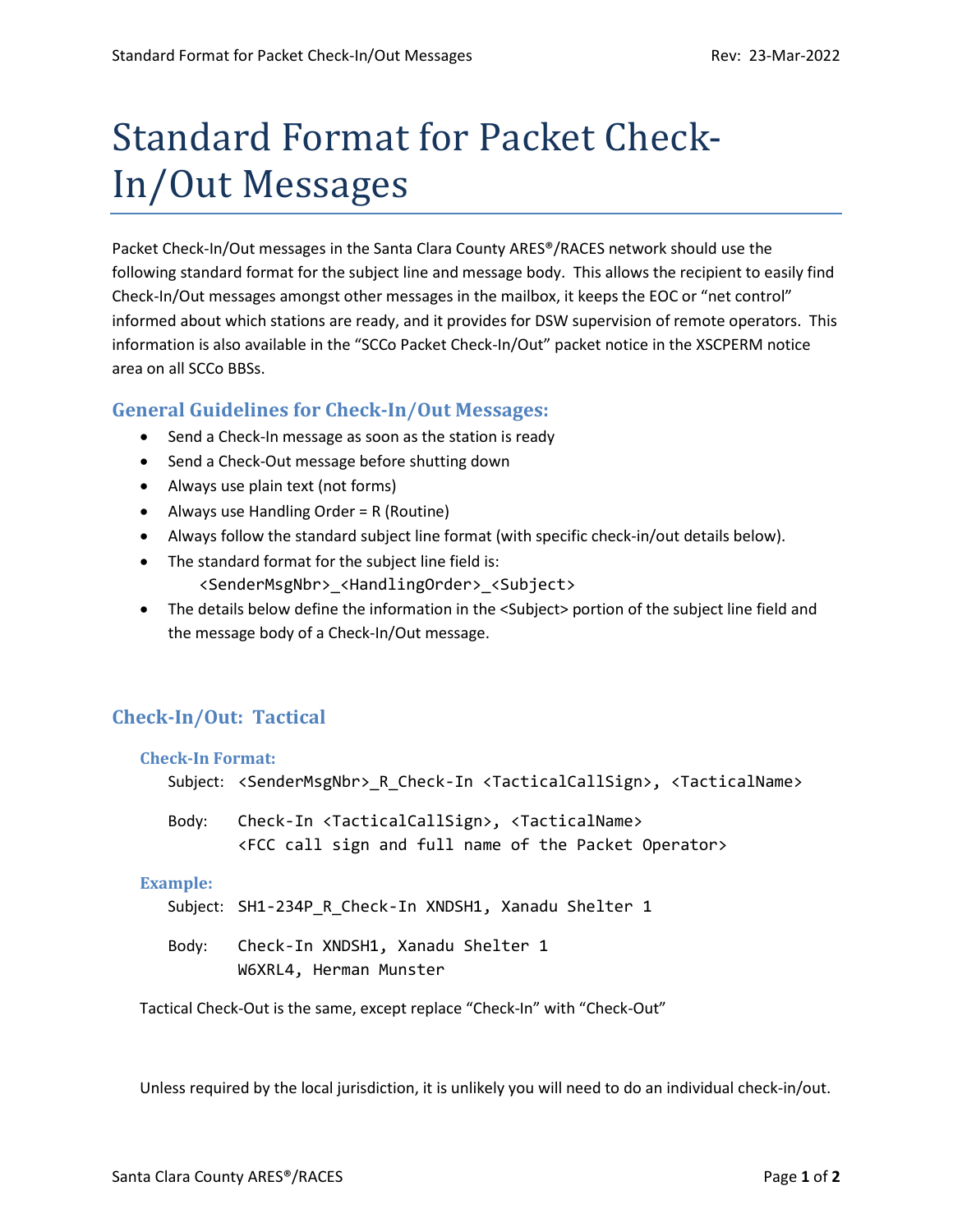# Standard Format for Packet Check-In/Out Messages

Packet Check-In/Out messages in the Santa Clara County ARES®/RACES network should use the following standard format for the subject line and message body. This allows the recipient to easily find Check-In/Out messages amongst other messages in the mailbox, it keeps the EOC or "net control" informed about which stations are ready, and it provides for DSW supervision of remote operators. This information is also available in the "SCCo Packet Check-In/Out" packet notice in the XSCPERM notice area on all SCCo BBSs.

## General Guidelines for Check-In/Out Messages:

- Send a Check-In message as soon as the station is ready
- Send a Check-Out message before shutting down
- Always use plain text (not forms)
- Always use Handling Order = R (Routine)
- Always follow the standard subject line format (with specific check-in/out details below).
- The standard format for the subject line field is:
  `<SenderMsgNbr>_<HandlingOrder>_<Subject>`
- The details below define the information in the <Subject> portion of the subject line field and the message body of a Check-In/Out message.

## Check-In/Out: Tactical

### Check-In Format:

```
Subject: <SenderMsgNbr>_R_Check-In <TacticalCallSign>, <TacticalName>

Body:    Check-In <TacticalCallSign>, <TacticalName>
         <FCC call sign and full name of the Packet Operator>
```

### Example:

```
Subject: SH1-234P_R_Check-In XNDSH1, Xanadu Shelter 1

Body:    Check-In XNDSH1, Xanadu Shelter 1
         W6XRL4, Herman Munster
```

Tactical Check-Out is the same, except replace "Check-In" with "Check-Out"

Unless required by the local jurisdiction, it is unlikely you will need to do an individual check-in/out.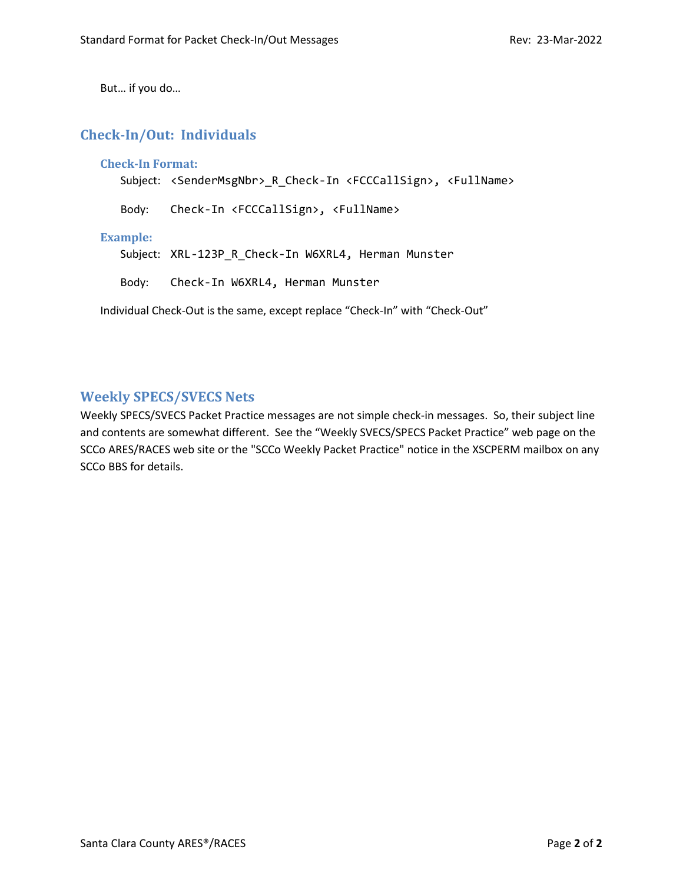But… if you do…

## Check-In/Out: Individuals

### Check-In Format:

Subject: `<SenderMsgNbr>_R_Check-In <FCCCallSign>, <FullName>`

Body: `Check-In <FCCCallSign>, <FullName>`

### Example:

Subject: `XRL-123P_R_Check-In W6XRL4, Herman Munster`

Body: `Check-In W6XRL4, Herman Munster`

Individual Check-Out is the same, except replace “Check-In” with “Check-Out”

## Weekly SPECS/SVECS Nets

Weekly SPECS/SVECS Packet Practice messages are not simple check-in messages. So, their subject line and contents are somewhat different. See the “Weekly SVECS/SPECS Packet Practice” web page on the SCCo ARES/RACES web site or the "SCCo Weekly Packet Practice" notice in the XSCPERM mailbox on any SCCo BBS for details.